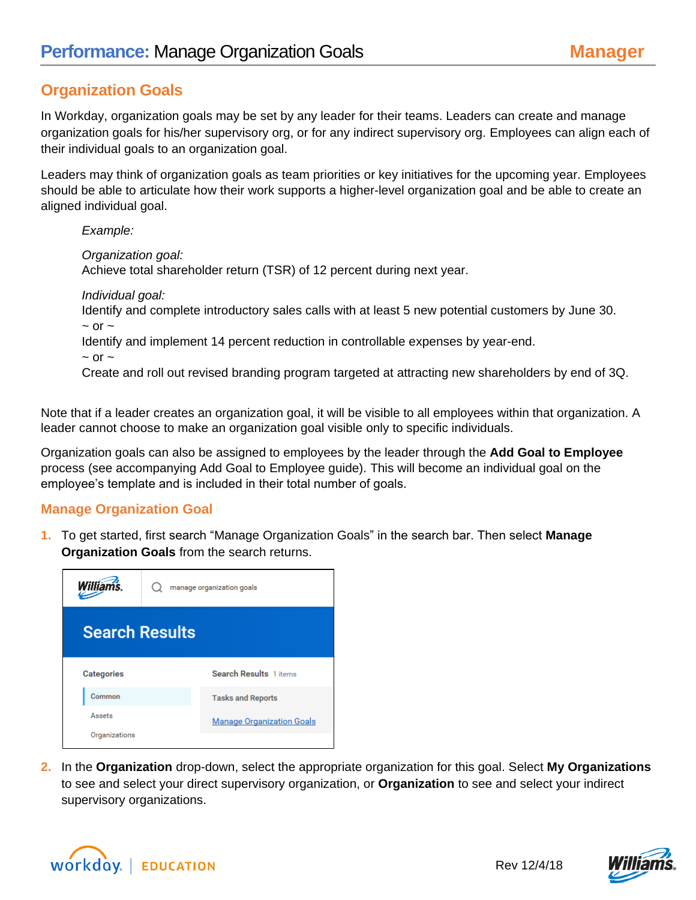# **Performance:** Manage Organization Goals

**Manager**

## Organization Goals

In Workday, organization goals may be set by any leader for their teams. Leaders can create and manage organization goals for his/her supervisory org, or for any indirect supervisory org. Employees can align each of their individual goals to an organization goal.

Leaders may think of organization goals as team priorities or key initiatives for the upcoming year. Employees should be able to articulate how their work supports a higher-level organization goal and be able to create an aligned individual goal.

> *Example:*
>
> *Organization goal:*
> Achieve total shareholder return (TSR) of 12 percent during next year.
>
> *Individual goal:*
> Identify and complete introductory sales calls with at least 5 new potential customers by June 30.
> ~ or ~
> Identify and implement 14 percent reduction in controllable expenses by year-end.
> ~ or ~
> Create and roll out revised branding program targeted at attracting new shareholders by end of 3Q.

Note that if a leader creates an organization goal, it will be visible to all employees within that organization. A leader cannot choose to make an organization goal visible only to specific individuals.

Organization goals can also be assigned to employees by the leader through the **Add Goal to Employee** process (see accompanying Add Goal to Employee guide). This will become an individual goal on the employee's template and is included in their total number of goals.

### Manage Organization Goal

1. To get started, first search "Manage Organization Goals" in the search bar. Then select **Manage Organization Goals** from the search returns.

2. In the **Organization** drop-down, select the appropriate organization for this goal. Select **My Organizations** to see and select your direct supervisory organization, or **Organization** to see and select your indirect supervisory organizations.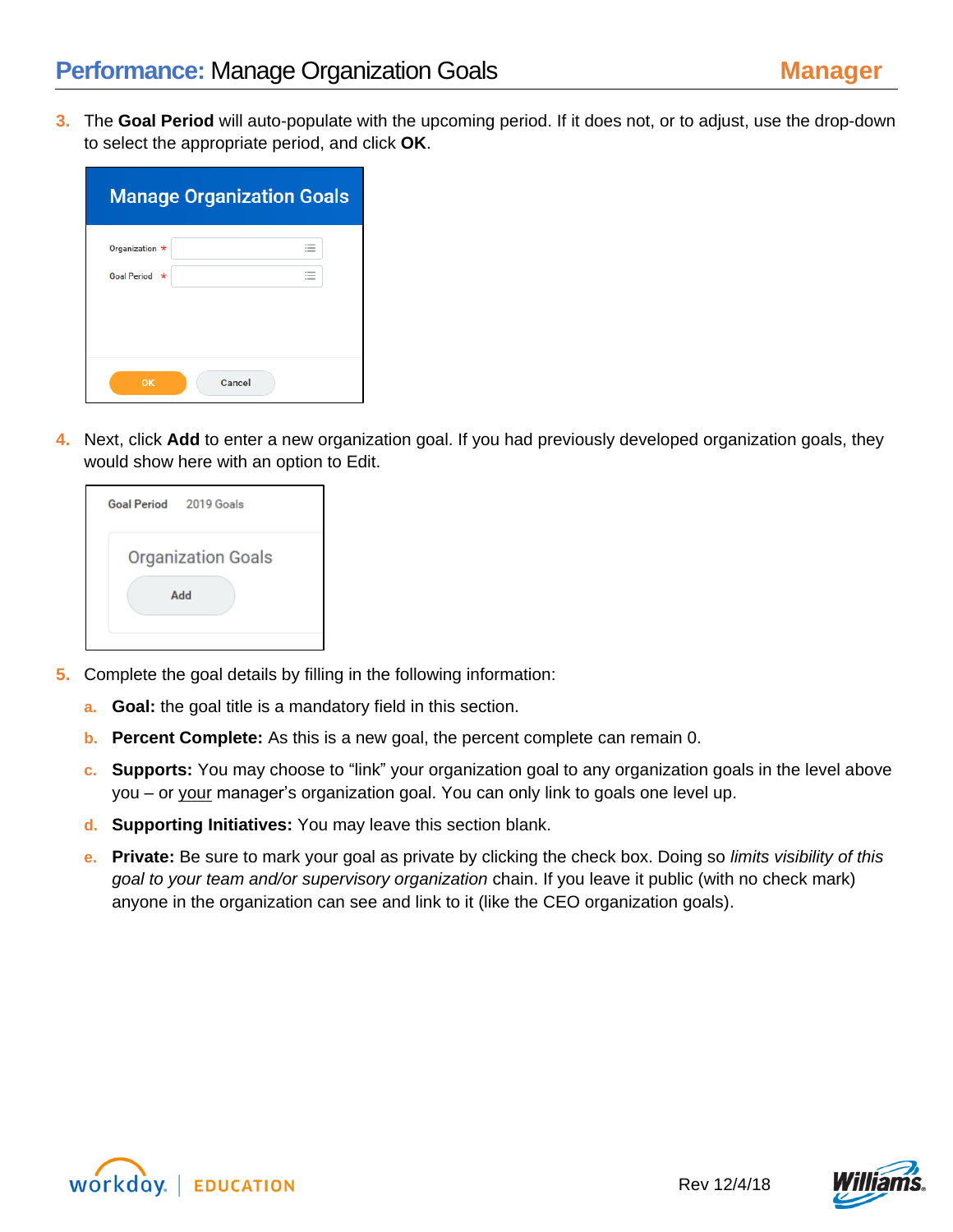3. The **Goal Period** will auto-populate with the upcoming period. If it does not, or to adjust, use the drop-down to select the appropriate period, and click **OK**.

4. Next, click **Add** to enter a new organization goal. If you had previously developed organization goals, they would show here with an option to Edit.

5. Complete the goal details by filling in the following information:

   a. **Goal:** the goal title is a mandatory field in this section.

   b. **Percent Complete:** As this is a new goal, the percent complete can remain 0.

   c. **Supports:** You may choose to "link" your organization goal to any organization goals in the level above you – or your manager's organization goal. You can only link to goals one level up.

   d. **Supporting Initiatives:** You may leave this section blank.

   e. **Private:** Be sure to mark your goal as private by clicking the check box. Doing so *limits visibility of this goal to your team and/or supervisory organization* chain. If you leave it public (with no check mark) anyone in the organization can see and link to it (like the CEO organization goals).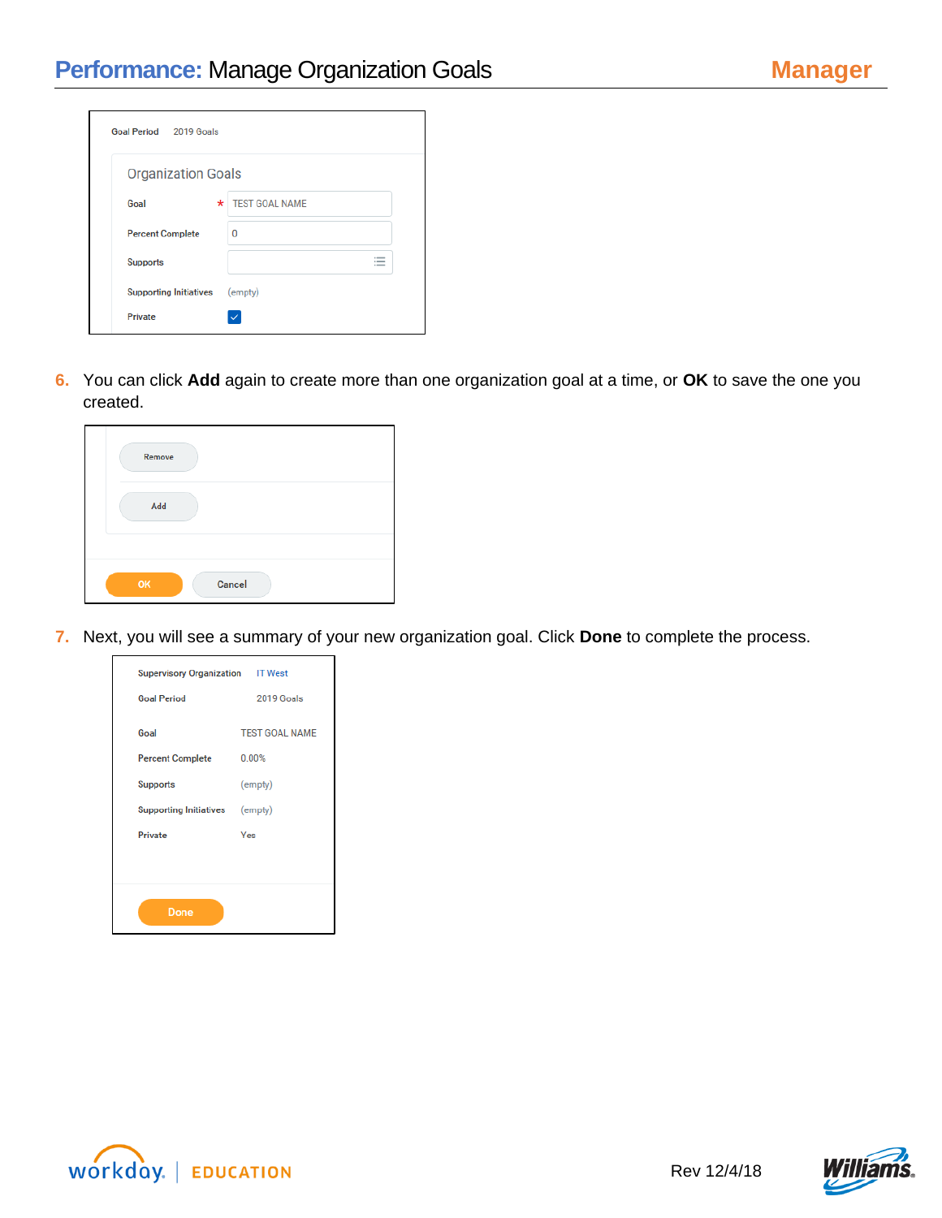Goal Period 2019 Goals

Organization Goals

Goal * TEST GOAL NAME

Percent Complete 0

Supports

Supporting Initiatives (empty)

Private

6. You can click **Add** again to create more than one organization goal at a time, or **OK** to save the one you created.

Remove

Add

OK Cancel

7. Next, you will see a summary of your new organization goal. Click **Done** to complete the process.

Supervisory Organization IT West

Goal Period 2019 Goals

Goal TEST GOAL NAME

Percent Complete 0.00%

Supports (empty)

Supporting Initiatives (empty)

Private Yes

Done